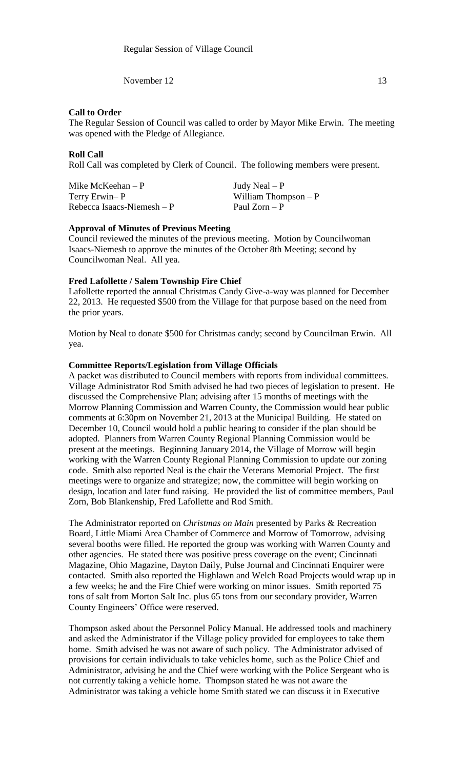Regular Session of Village Council

November 12 13

**Call to Order**

The Regular Session of Council was called to order by Mayor Mike Erwin. The meeting was opened with the Pledge of Allegiance.

**Roll Call**

Roll Call was completed by Clerk of Council. The following members were present.

Mike McKeehan – P
Terry Erwin– P
Rebecca Isaacs-Niemesh – P
Judy Neal – P
William Thompson – P
Paul Zorn – P

**Approval of Minutes of Previous Meeting**

Council reviewed the minutes of the previous meeting. Motion by Councilwoman Isaacs-Niemesh to approve the minutes of the October 8th Meeting; second by Councilwoman Neal. All yea.

**Fred Lafollette / Salem Township Fire Chief**

Lafollette reported the annual Christmas Candy Give-a-way was planned for December 22, 2013. He requested $500 from the Village for that purpose based on the need from the prior years.

Motion by Neal to donate $500 for Christmas candy; second by Councilman Erwin. All yea.

**Committee Reports/Legislation from Village Officials**

A packet was distributed to Council members with reports from individual committees. Village Administrator Rod Smith advised he had two pieces of legislation to present. He discussed the Comprehensive Plan; advising after 15 months of meetings with the Morrow Planning Commission and Warren County, the Commission would hear public comments at 6:30pm on November 21, 2013 at the Municipal Building. He stated on December 10, Council would hold a public hearing to consider if the plan should be adopted. Planners from Warren County Regional Planning Commission would be present at the meetings. Beginning January 2014, the Village of Morrow will begin working with the Warren County Regional Planning Commission to update our zoning code. Smith also reported Neal is the chair the Veterans Memorial Project. The first meetings were to organize and strategize; now, the committee will begin working on design, location and later fund raising. He provided the list of committee members, Paul Zorn, Bob Blankenship, Fred Lafollette and Rod Smith.

The Administrator reported on *Christmas on Main* presented by Parks & Recreation Board, Little Miami Area Chamber of Commerce and Morrow of Tomorrow, advising several booths were filled. He reported the group was working with Warren County and other agencies. He stated there was positive press coverage on the event; Cincinnati Magazine, Ohio Magazine, Dayton Daily, Pulse Journal and Cincinnati Enquirer were contacted. Smith also reported the Highlawn and Welch Road Projects would wrap up in a few weeks; he and the Fire Chief were working on minor issues. Smith reported 75 tons of salt from Morton Salt Inc. plus 65 tons from our secondary provider, Warren County Engineers' Office were reserved.

Thompson asked about the Personnel Policy Manual. He addressed tools and machinery and asked the Administrator if the Village policy provided for employees to take them home. Smith advised he was not aware of such policy. The Administrator advised of provisions for certain individuals to take vehicles home, such as the Police Chief and Administrator, advising he and the Chief were working with the Police Sergeant who is not currently taking a vehicle home. Thompson stated he was not aware the Administrator was taking a vehicle home Smith stated we can discuss it in Executive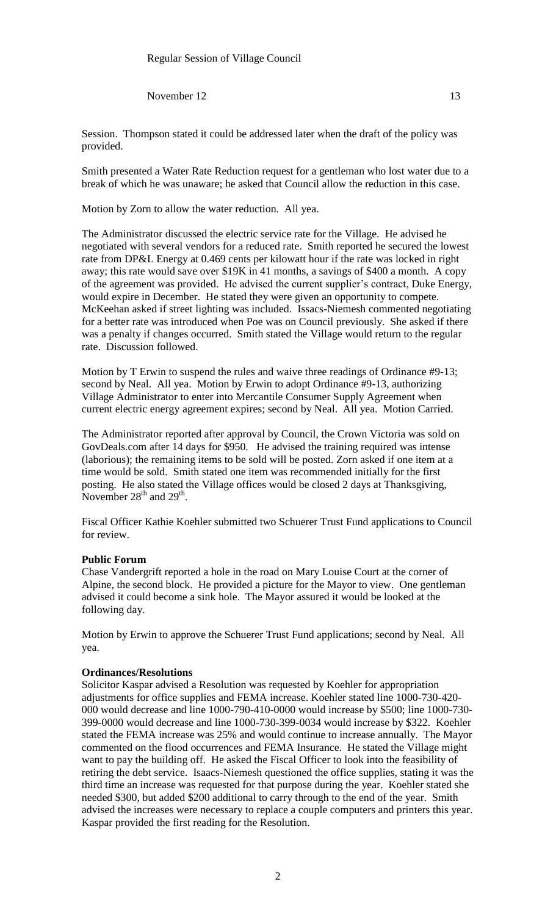Session. Thompson stated it could be addressed later when the draft of the policy was provided.

Smith presented a Water Rate Reduction request for a gentleman who lost water due to a break of which he was unaware; he asked that Council allow the reduction in this case.

Motion by Zorn to allow the water reduction. All yea.

The Administrator discussed the electric service rate for the Village. He advised he negotiated with several vendors for a reduced rate. Smith reported he secured the lowest rate from DP&L Energy at 0.469 cents per kilowatt hour if the rate was locked in right away; this rate would save over $19K in 41 months, a savings of $400 a month. A copy of the agreement was provided. He advised the current supplier's contract, Duke Energy, would expire in December. He stated they were given an opportunity to compete. McKeehan asked if street lighting was included. Issacs-Niemesh commented negotiating for a better rate was introduced when Poe was on Council previously. She asked if there was a penalty if changes occurred. Smith stated the Village would return to the regular rate. Discussion followed.

Motion by T Erwin to suspend the rules and waive three readings of Ordinance #9-13; second by Neal. All yea. Motion by Erwin to adopt Ordinance #9-13, authorizing Village Administrator to enter into Mercantile Consumer Supply Agreement when current electric energy agreement expires; second by Neal. All yea. Motion Carried.

The Administrator reported after approval by Council, the Crown Victoria was sold on GovDeals.com after 14 days for $950. He advised the training required was intense (laborious); the remaining items to be sold will be posted. Zorn asked if one item at a time would be sold. Smith stated one item was recommended initially for the first posting. He also stated the Village offices would be closed 2 days at Thanksgiving, November 28th and 29th.

Fiscal Officer Kathie Koehler submitted two Schuerer Trust Fund applications to Council for review.

**Public Forum**

Chase Vandergrift reported a hole in the road on Mary Louise Court at the corner of Alpine, the second block. He provided a picture for the Mayor to view. One gentleman advised it could become a sink hole. The Mayor assured it would be looked at the following day.

Motion by Erwin to approve the Schuerer Trust Fund applications; second by Neal. All yea.

**Ordinances/Resolutions**

Solicitor Kaspar advised a Resolution was requested by Koehler for appropriation adjustments for office supplies and FEMA increase. Koehler stated line 1000-730-420-000 would decrease and line 1000-790-410-0000 would increase by $500; line 1000-730-399-0000 would decrease and line 1000-730-399-0034 would increase by $322. Koehler stated the FEMA increase was 25% and would continue to increase annually. The Mayor commented on the flood occurrences and FEMA Insurance. He stated the Village might want to pay the building off. He asked the Fiscal Officer to look into the feasibility of retiring the debt service. Isaacs-Niemesh questioned the office supplies, stating it was the third time an increase was requested for that purpose during the year. Koehler stated she needed $300, but added $200 additional to carry through to the end of the year. Smith advised the increases were necessary to replace a couple computers and printers this year. Kaspar provided the first reading for the Resolution.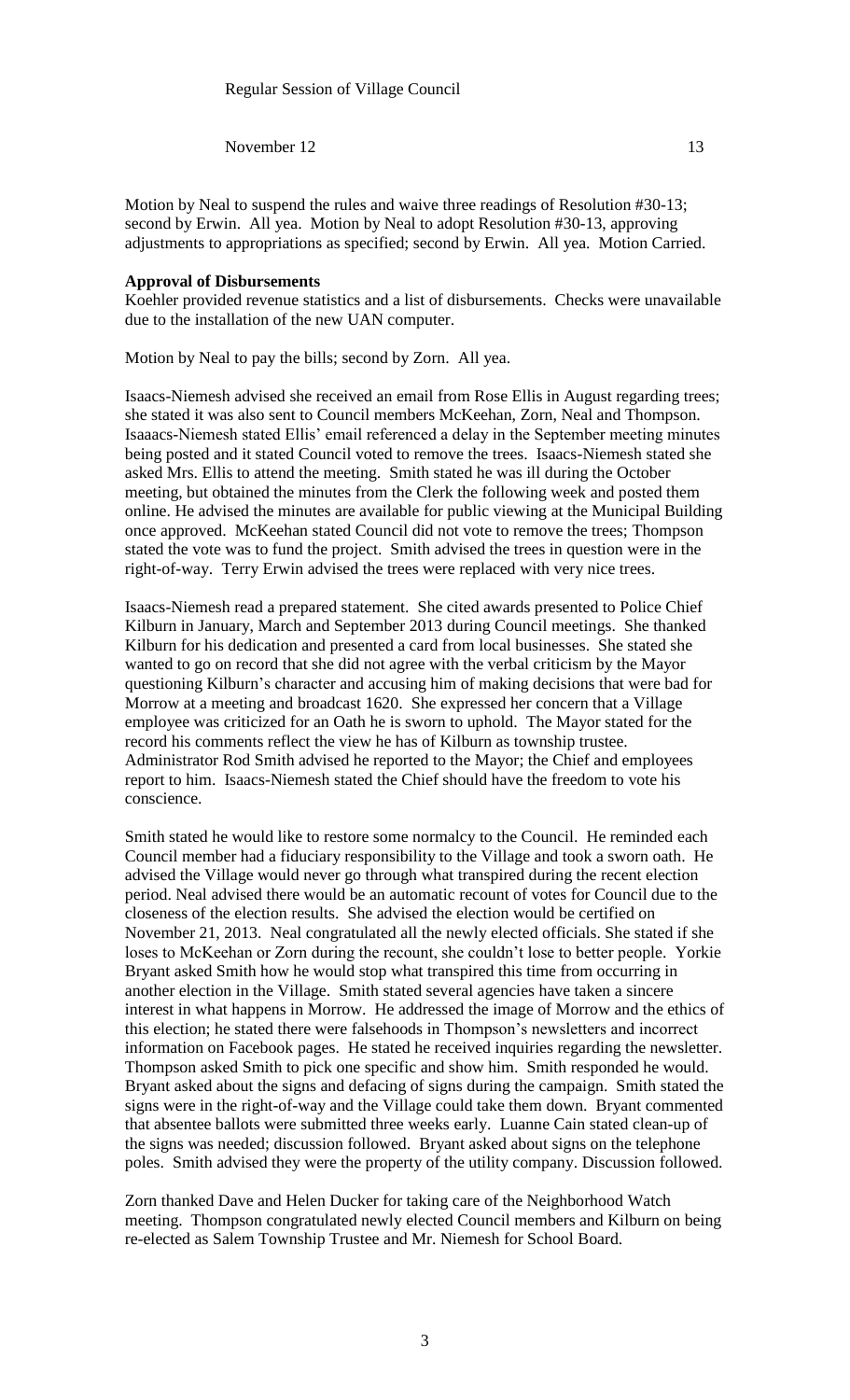Motion by Neal to suspend the rules and waive three readings of Resolution #30-13; second by Erwin. All yea. Motion by Neal to adopt Resolution #30-13, approving adjustments to appropriations as specified; second by Erwin. All yea. Motion Carried.

**Approval of Disbursements**

Koehler provided revenue statistics and a list of disbursements. Checks were unavailable due to the installation of the new UAN computer.

Motion by Neal to pay the bills; second by Zorn. All yea.

Isaacs-Niemesh advised she received an email from Rose Ellis in August regarding trees; she stated it was also sent to Council members McKeehan, Zorn, Neal and Thompson. Isaaacs-Niemesh stated Ellis' email referenced a delay in the September meeting minutes being posted and it stated Council voted to remove the trees. Isaacs-Niemesh stated she asked Mrs. Ellis to attend the meeting. Smith stated he was ill during the October meeting, but obtained the minutes from the Clerk the following week and posted them online. He advised the minutes are available for public viewing at the Municipal Building once approved. McKeehan stated Council did not vote to remove the trees; Thompson stated the vote was to fund the project. Smith advised the trees in question were in the right-of-way. Terry Erwin advised the trees were replaced with very nice trees.

Isaacs-Niemesh read a prepared statement. She cited awards presented to Police Chief Kilburn in January, March and September 2013 during Council meetings. She thanked Kilburn for his dedication and presented a card from local businesses. She stated she wanted to go on record that she did not agree with the verbal criticism by the Mayor questioning Kilburn's character and accusing him of making decisions that were bad for Morrow at a meeting and broadcast 1620. She expressed her concern that a Village employee was criticized for an Oath he is sworn to uphold. The Mayor stated for the record his comments reflect the view he has of Kilburn as township trustee. Administrator Rod Smith advised he reported to the Mayor; the Chief and employees report to him. Isaacs-Niemesh stated the Chief should have the freedom to vote his conscience.

Smith stated he would like to restore some normalcy to the Council. He reminded each Council member had a fiduciary responsibility to the Village and took a sworn oath. He advised the Village would never go through what transpired during the recent election period. Neal advised there would be an automatic recount of votes for Council due to the closeness of the election results. She advised the election would be certified on November 21, 2013. Neal congratulated all the newly elected officials. She stated if she loses to McKeehan or Zorn during the recount, she couldn't lose to better people. Yorkie Bryant asked Smith how he would stop what transpired this time from occurring in another election in the Village. Smith stated several agencies have taken a sincere interest in what happens in Morrow. He addressed the image of Morrow and the ethics of this election; he stated there were falsehoods in Thompson's newsletters and incorrect information on Facebook pages. He stated he received inquiries regarding the newsletter. Thompson asked Smith to pick one specific and show him. Smith responded he would. Bryant asked about the signs and defacing of signs during the campaign. Smith stated the signs were in the right-of-way and the Village could take them down. Bryant commented that absentee ballots were submitted three weeks early. Luanne Cain stated clean-up of the signs was needed; discussion followed. Bryant asked about signs on the telephone poles. Smith advised they were the property of the utility company. Discussion followed.

Zorn thanked Dave and Helen Ducker for taking care of the Neighborhood Watch meeting. Thompson congratulated newly elected Council members and Kilburn on being re-elected as Salem Township Trustee and Mr. Niemesh for School Board.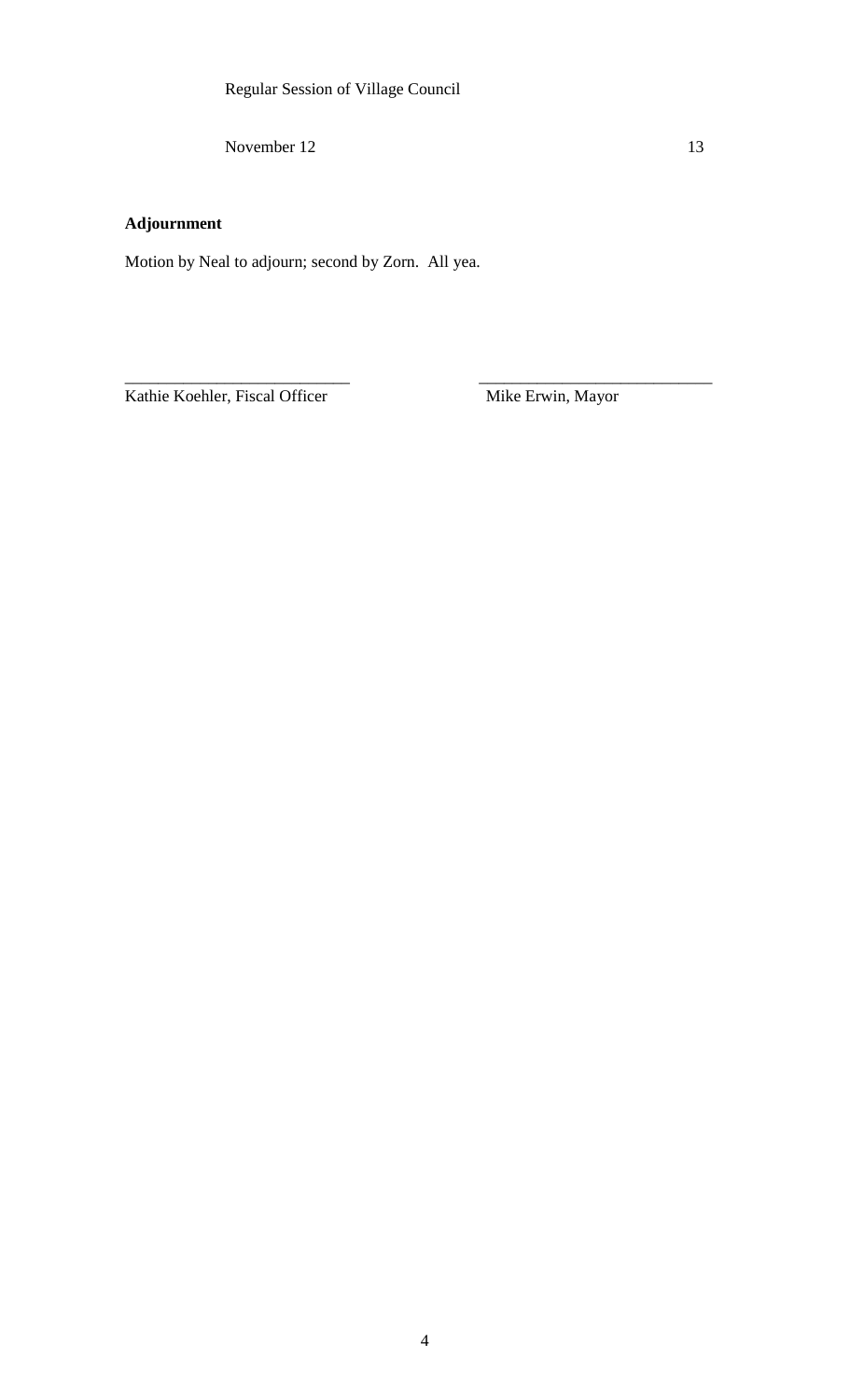**Adjournment**

Motion by Neal to adjourn; second by Zorn. All yea.

\_\_\_\_\_\_\_\_\_\_\_\_\_\_\_\_\_\_\_\_\_\_\_\_\_\_\_ \_\_\_\_\_\_\_\_\_\_\_\_\_\_\_\_\_\_\_\_\_\_\_\_\_\_\_\_

Kathie Koehler, Fiscal Officer Mike Erwin, Mayor